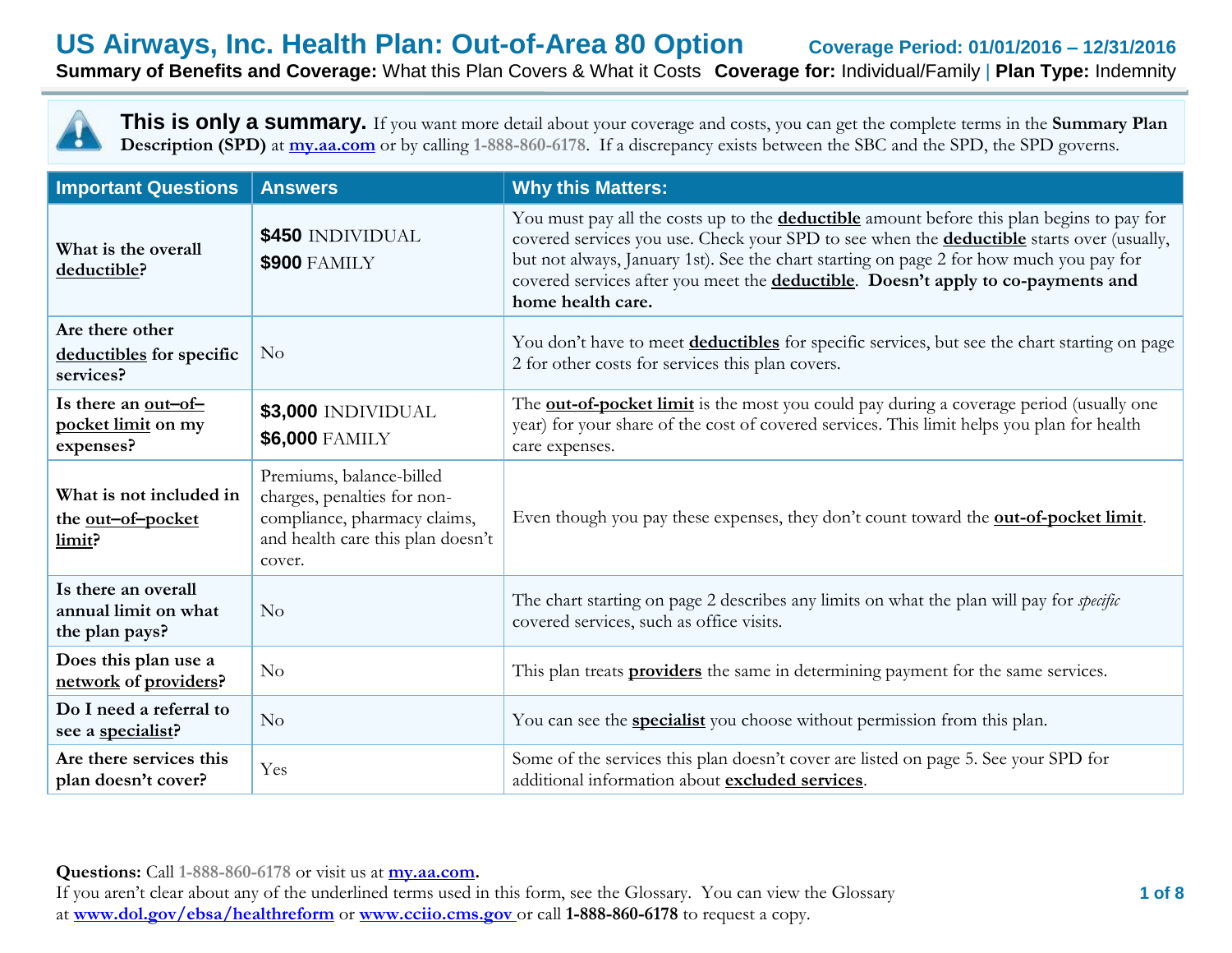# US Airways, Inc. Health Plan: Out-of-Area 80 Option

**Coverage Period: 01/01/2016 – 12/31/2016**

**Summary of Benefits and Coverage:** What this Plan Covers & What it Costs **Coverage for:** Individual/Family | **Plan Type:** Indemnity

**This is only a summary.** If you want more detail about your coverage and costs, you can get the complete terms in the **Summary Plan Description (SPD)** at **my.aa.com** or by calling **1-888-860-6178**. If a discrepancy exists between the SBC and the SPD, the SPD governs.

| Important Questions | Answers | Why this Matters: |
|---|---|---|
| **What is the overall deductible?** | **$450** INDIVIDUAL<br>**$900** FAMILY | You must pay all the costs up to the **deductible** amount before this plan begins to pay for covered services you use. Check your SPD to see when the **deductible** starts over (usually, but not always, January 1st). See the chart starting on page 2 for how much you pay for covered services after you meet the **deductible**. **Doesn't apply to co-payments and home health care.** |
| **Are there other deductibles for specific services?** | No | You don't have to meet **deductibles** for specific services, but see the chart starting on page 2 for other costs for services this plan covers. |
| **Is there an out–of–pocket limit on my expenses?** | **$3,000** INDIVIDUAL<br>**$6,000** FAMILY | The **out-of-pocket limit** is the most you could pay during a coverage period (usually one year) for your share of the cost of covered services. This limit helps you plan for health care expenses. |
| **What is not included in the out–of–pocket limit?** | Premiums, balance-billed charges, penalties for non-compliance, pharmacy claims, and health care this plan doesn't cover. | Even though you pay these expenses, they don't count toward the **out-of-pocket limit**. |
| **Is there an overall annual limit on what the plan pays?** | No | The chart starting on page 2 describes any limits on what the plan will pay for *specific* covered services, such as office visits. |
| **Does this plan use a network of providers?** | No | This plan treats **providers** the same in determining payment for the same services. |
| **Do I need a referral to see a specialist?** | No | You can see the **specialist** you choose without permission from this plan. |
| **Are there services this plan doesn't cover?** | Yes | Some of the services this plan doesn't cover are listed on page 5. See your SPD for additional information about **excluded services**. |

**Questions:** Call **1-888-860-6178** or visit us at **my.aa.com.**
If you aren't clear about any of the underlined terms used in this form, see the Glossary. You can view the Glossary at **www.dol.gov/ebsa/healthreform** or **www.cciio.cms.gov** or call **1-888-860-6178** to request a copy.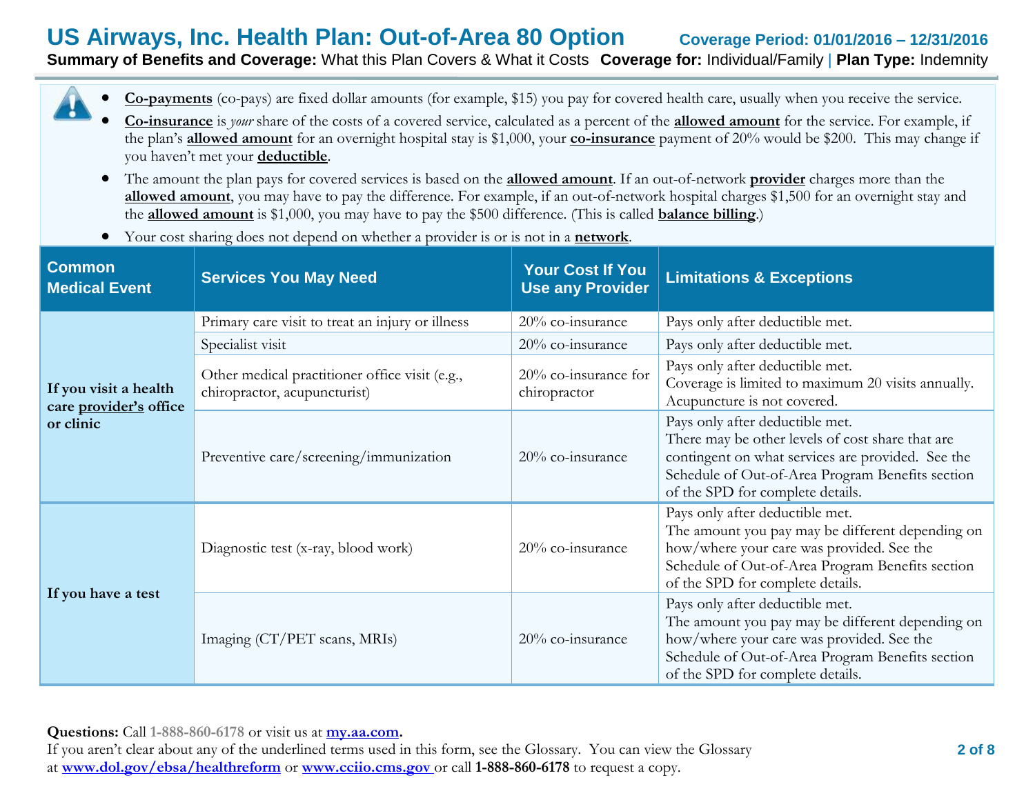- **Co-payments** (co-pays) are fixed dollar amounts (for example, $15) you pay for covered health care, usually when you receive the service.
- **Co-insurance** is *your* share of the costs of a covered service, calculated as a percent of the **allowed amount** for the service. For example, if the plan's **allowed amount** for an overnight hospital stay is $1,000, your **co-insurance** payment of 20% would be $200. This may change if you haven't met your **deductible**.
- The amount the plan pays for covered services is based on the **allowed amount**. If an out-of-network **provider** charges more than the **allowed amount**, you may have to pay the difference. For example, if an out-of-network hospital charges $1,500 for an overnight stay and the **allowed amount** is $1,000, you may have to pay the $500 difference. (This is called **balance billing**.)
- Your cost sharing does not depend on whether a provider is or is not in a **network**.

| Common Medical Event | Services You May Need | Your Cost If You Use any Provider | Limitations & Exceptions |
|---|---|---|---|
| **If you visit a health care provider's office or clinic** | Primary care visit to treat an injury or illness | 20% co-insurance | Pays only after deductible met. |
| | Specialist visit | 20% co-insurance | Pays only after deductible met. |
| | Other medical practitioner office visit (e.g., chiropractor, acupuncturist) | 20% co-insurance for chiropractor | Pays only after deductible met. Coverage is limited to maximum 20 visits annually. Acupuncture is not covered. |
| | Preventive care/screening/immunization | 20% co-insurance | Pays only after deductible met. There may be other levels of cost share that are contingent on what services are provided. See the Schedule of Out-of-Area Program Benefits section of the SPD for complete details. |
| **If you have a test** | Diagnostic test (x-ray, blood work) | 20% co-insurance | Pays only after deductible met. The amount you pay may be different depending on how/where your care was provided. See the Schedule of Out-of-Area Program Benefits section of the SPD for complete details. |
| | Imaging (CT/PET scans, MRIs) | 20% co-insurance | Pays only after deductible met. The amount you pay may be different depending on how/where your care was provided. See the Schedule of Out-of-Area Program Benefits section of the SPD for complete details. |

**Questions:** Call 1-888-860-6178 or visit us at **my.aa.com**.
If you aren't clear about any of the underlined terms used in this form, see the Glossary. You can view the Glossary at **www.dol.gov/ebsa/healthreform** or **www.cciio.cms.gov** or call **1-888-860-6178** to request a copy.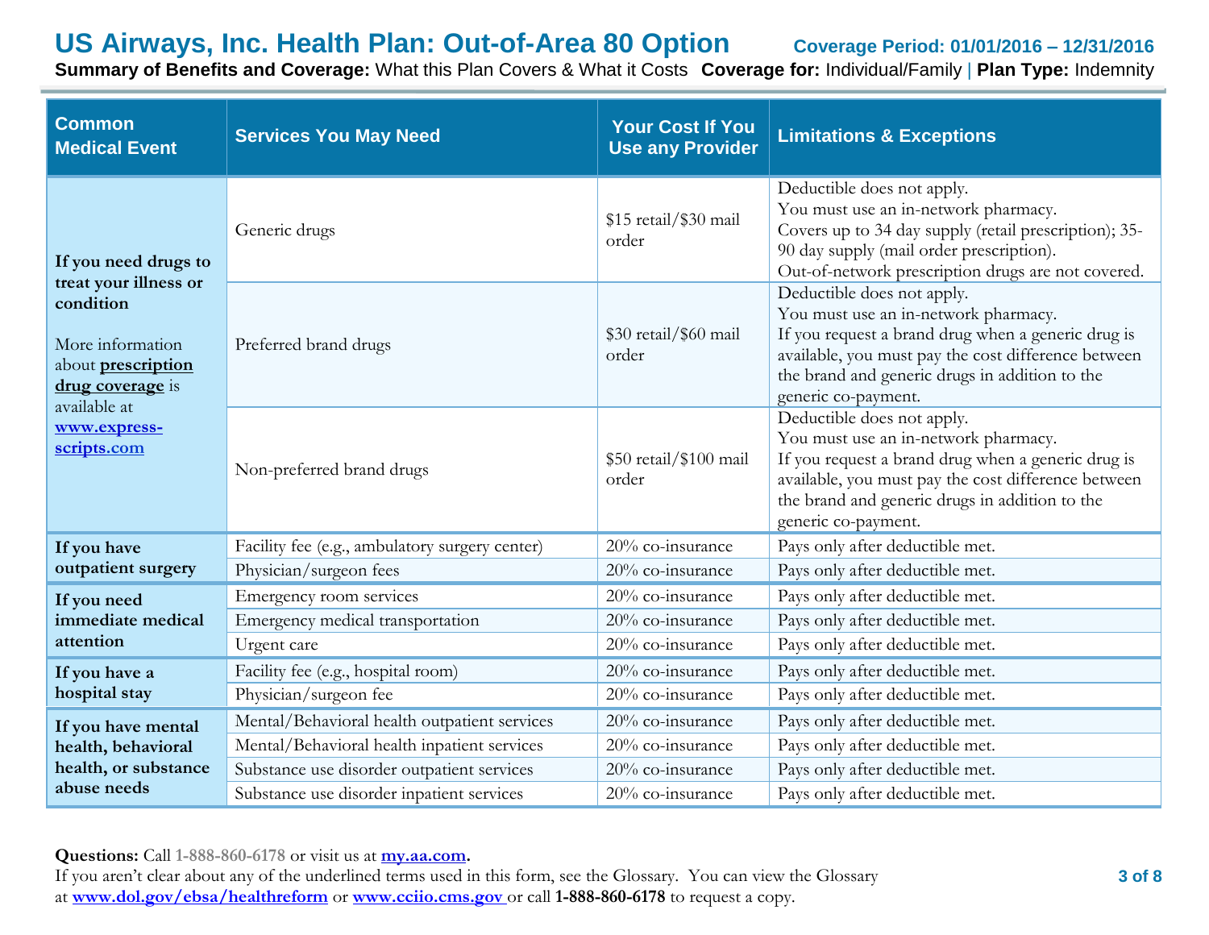# US Airways, Inc. Health Plan: Out-of-Area 80 Option

**Coverage Period: 01/01/2016 – 12/31/2016**

**Summary of Benefits and Coverage:** What this Plan Covers & What it Costs **Coverage for:** Individual/Family | **Plan Type:** Indemnity

| Common Medical Event | Services You May Need | Your Cost If You Use any Provider | Limitations & Exceptions |
|---|---|---|---|
| **If you need drugs to treat your illness or condition** More information about **prescription drug coverage** is available at **www.express-scripts.com** | Generic drugs | \$15 retail/\$30 mail order | Deductible does not apply. You must use an in-network pharmacy. Covers up to 34 day supply (retail prescription); 35-90 day supply (mail order prescription). Out-of-network prescription drugs are not covered. |
| | Preferred brand drugs | \$30 retail/\$60 mail order | Deductible does not apply. You must use an in-network pharmacy. If you request a brand drug when a generic drug is available, you must pay the cost difference between the brand and generic drugs in addition to the generic co-payment. |
| | Non-preferred brand drugs | \$50 retail/\$100 mail order | Deductible does not apply. You must use an in-network pharmacy. If you request a brand drug when a generic drug is available, you must pay the cost difference between the brand and generic drugs in addition to the generic co-payment. |
| **If you have outpatient surgery** | Facility fee (e.g., ambulatory surgery center) | 20% co-insurance | Pays only after deductible met. |
| | Physician/surgeon fees | 20% co-insurance | Pays only after deductible met. |
| **If you need immediate medical attention** | Emergency room services | 20% co-insurance | Pays only after deductible met. |
| | Emergency medical transportation | 20% co-insurance | Pays only after deductible met. |
| | Urgent care | 20% co-insurance | Pays only after deductible met. |
| **If you have a hospital stay** | Facility fee (e.g., hospital room) | 20% co-insurance | Pays only after deductible met. |
| | Physician/surgeon fee | 20% co-insurance | Pays only after deductible met. |
| **If you have mental health, behavioral health, or substance abuse needs** | Mental/Behavioral health outpatient services | 20% co-insurance | Pays only after deductible met. |
| | Mental/Behavioral health inpatient services | 20% co-insurance | Pays only after deductible met. |
| | Substance use disorder outpatient services | 20% co-insurance | Pays only after deductible met. |
| | Substance use disorder inpatient services | 20% co-insurance | Pays only after deductible met. |

**Questions:** Call 1-888-860-6178 or visit us at **my.aa.com**.
If you aren't clear about any of the underlined terms used in this form, see the Glossary. You can view the Glossary at **www.dol.gov/ebsa/healthreform** or **www.cciio.cms.gov** or call **1-888-860-6178** to request a copy.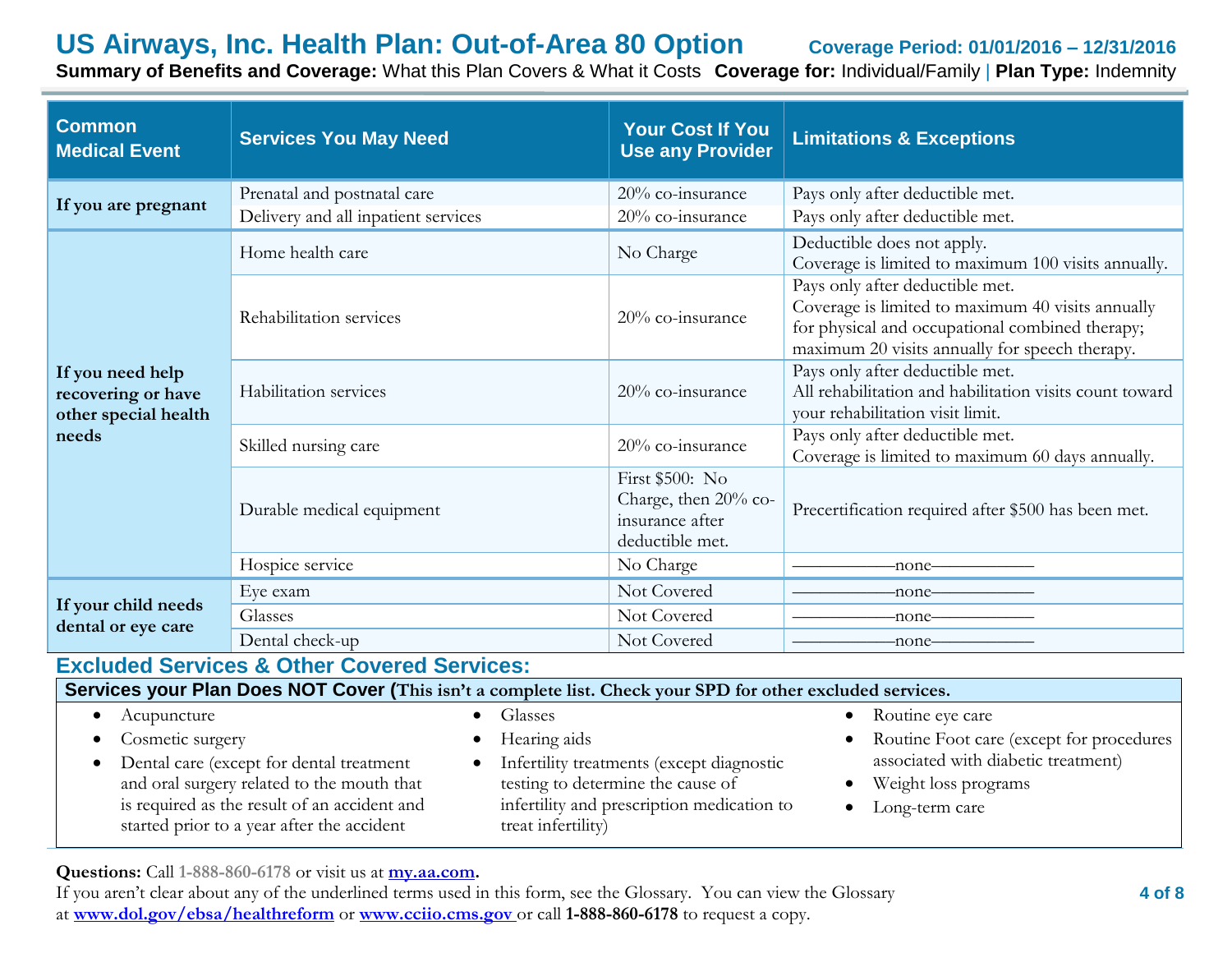# US Airways, Inc. Health Plan: Out-of-Area 80 Option

**Coverage Period: 01/01/2016 – 12/31/2016**

**Summary of Benefits and Coverage:** What this Plan Covers & What it Costs **Coverage for:** Individual/Family | **Plan Type:** Indemnity

| Common Medical Event | Services You May Need | Your Cost If You Use any Provider | Limitations & Exceptions |
|---|---|---|---|
| If you are pregnant | Prenatal and postnatal care | 20% co-insurance | Pays only after deductible met. |
| | Delivery and all inpatient services | 20% co-insurance | Pays only after deductible met. |
| If you need help recovering or have other special health needs | Home health care | No Charge | Deductible does not apply.<br>Coverage is limited to maximum 100 visits annually. |
| | Rehabilitation services | 20% co-insurance | Pays only after deductible met.<br>Coverage is limited to maximum 40 visits annually for physical and occupational combined therapy; maximum 20 visits annually for speech therapy. |
| | Habilitation services | 20% co-insurance | Pays only after deductible met.<br>All rehabilitation and habilitation visits count toward your rehabilitation visit limit. |
| | Skilled nursing care | 20% co-insurance | Pays only after deductible met.<br>Coverage is limited to maximum 60 days annually. |
| | Durable medical equipment | First $500: No Charge, then 20% co-insurance after deductible met. | Precertification required after $500 has been met. |
| | Hospice service | No Charge | ——————none—————— |
| If your child needs dental or eye care | Eye exam | Not Covered | ——————none—————— |
| | Glasses | Not Covered | ——————none—————— |
| | Dental check-up | Not Covered | ——————none—————— |

## Excluded Services & Other Covered Services:

**Services your Plan Does NOT Cover (This isn't a complete list. Check your SPD for other excluded services.**

- Acupuncture
- Cosmetic surgery
- Dental care (except for dental treatment and oral surgery related to the mouth that is required as the result of an accident and started prior to a year after the accident
- Glasses
- Hearing aids
- Infertility treatments (except diagnostic testing to determine the cause of infertility and prescription medication to treat infertility)
- Routine eye care
- Routine Foot care (except for procedures associated with diabetic treatment)
- Weight loss programs
- Long-term care

**Questions:** Call **1-888-860-6178** or visit us at **my.aa.com**.
If you aren't clear about any of the underlined terms used in this form, see the Glossary. You can view the Glossary at **www.dol.gov/ebsa/healthreform** or **www.cciio.cms.gov** or call **1-888-860-6178** to request a copy.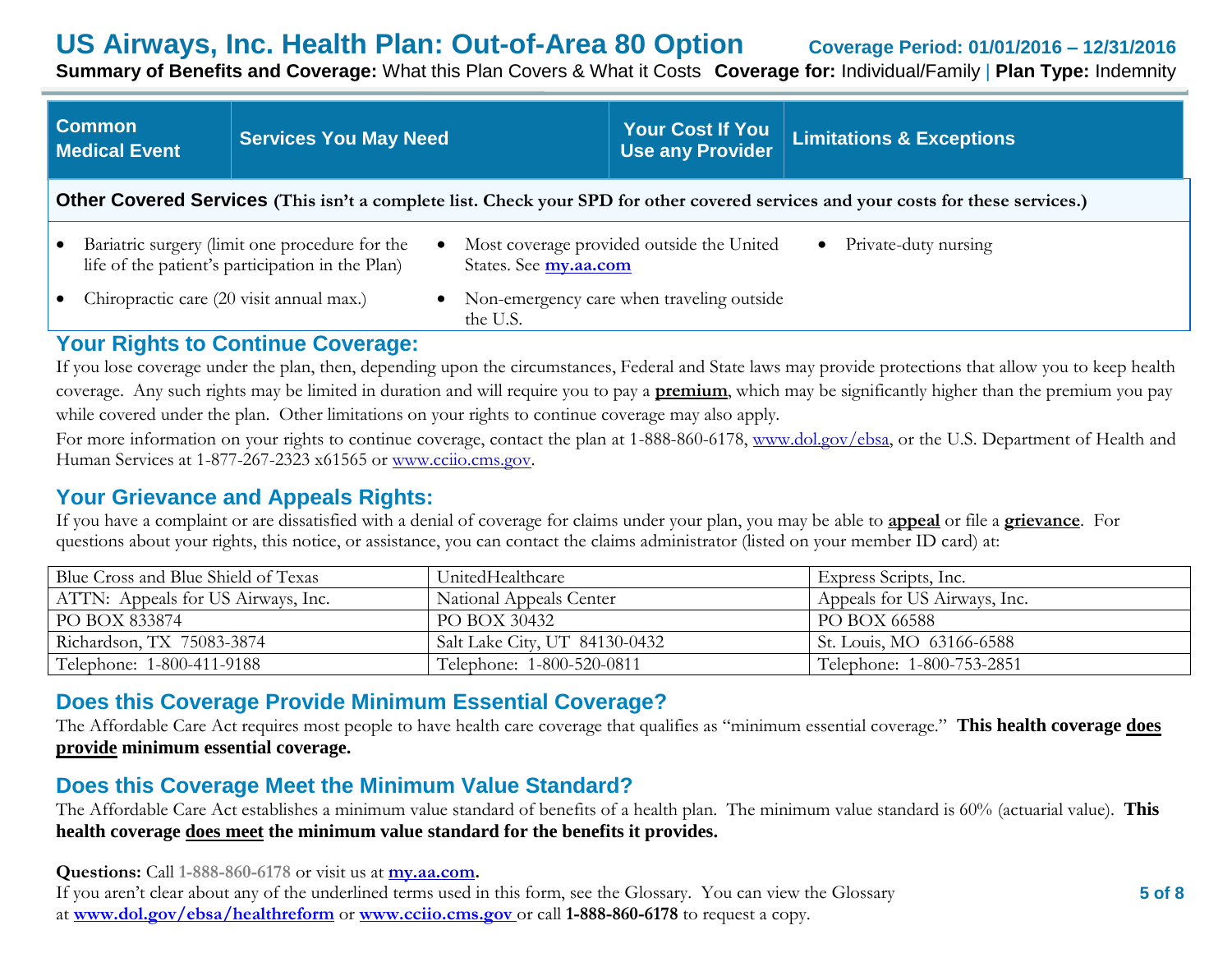# US Airways, Inc. Health Plan: Out-of-Area 80 Option

**Coverage Period: 01/01/2016 – 12/31/2016**

**Summary of Benefits and Coverage:** What this Plan Covers & What it Costs **Coverage for:** Individual/Family | **Plan Type:** Indemnity

| Common Medical Event | Services You May Need | Your Cost If You Use any Provider | Limitations & Exceptions |
|---|---|---|---|

**Other Covered Services (This isn't a complete list. Check your SPD for other covered services and your costs for these services.)**

- Bariatric surgery (limit one procedure for the life of the patient's participation in the Plan)
- Chiropractic care (20 visit annual max.)
- Most coverage provided outside the United States. See **my.aa.com**
- Non-emergency care when traveling outside the U.S.
- Private-duty nursing

## Your Rights to Continue Coverage:

If you lose coverage under the plan, then, depending upon the circumstances, Federal and State laws may provide protections that allow you to keep health coverage. Any such rights may be limited in duration and will require you to pay a **premium**, which may be significantly higher than the premium you pay while covered under the plan. Other limitations on your rights to continue coverage may also apply.

For more information on your rights to continue coverage, contact the plan at 1-888-860-6178, www.dol.gov/ebsa, or the U.S. Department of Health and Human Services at 1-877-267-2323 x61565 or www.cciio.cms.gov.

## Your Grievance and Appeals Rights:

If you have a complaint or are dissatisfied with a denial of coverage for claims under your plan, you may be able to **appeal** or file a **grievance**. For questions about your rights, this notice, or assistance, you can contact the claims administrator (listed on your member ID card) at:

| Blue Cross and Blue Shield of Texas | UnitedHealthcare | Express Scripts, Inc. |
|---|---|---|
| ATTN: Appeals for US Airways, Inc. | National Appeals Center | Appeals for US Airways, Inc. |
| PO BOX 833874 | PO BOX 30432 | PO BOX 66588 |
| Richardson, TX 75083-3874 | Salt Lake City, UT 84130-0432 | St. Louis, MO 63166-6588 |
| Telephone: 1-800-411-9188 | Telephone: 1-800-520-0811 | Telephone: 1-800-753-2851 |

## Does this Coverage Provide Minimum Essential Coverage?

The Affordable Care Act requires most people to have health care coverage that qualifies as "minimum essential coverage." **This health coverage does provide minimum essential coverage.**

## Does this Coverage Meet the Minimum Value Standard?

The Affordable Care Act establishes a minimum value standard of benefits of a health plan. The minimum value standard is 60% (actuarial value). **This health coverage does meet the minimum value standard for the benefits it provides.**

**Questions:** Call **1-888-860-6178** or visit us at **my.aa.com.**
If you aren't clear about any of the underlined terms used in this form, see the Glossary. You can view the Glossary at **www.dol.gov/ebsa/healthreform** or **www.cciio.cms.gov** or call **1-888-860-6178** to request a copy.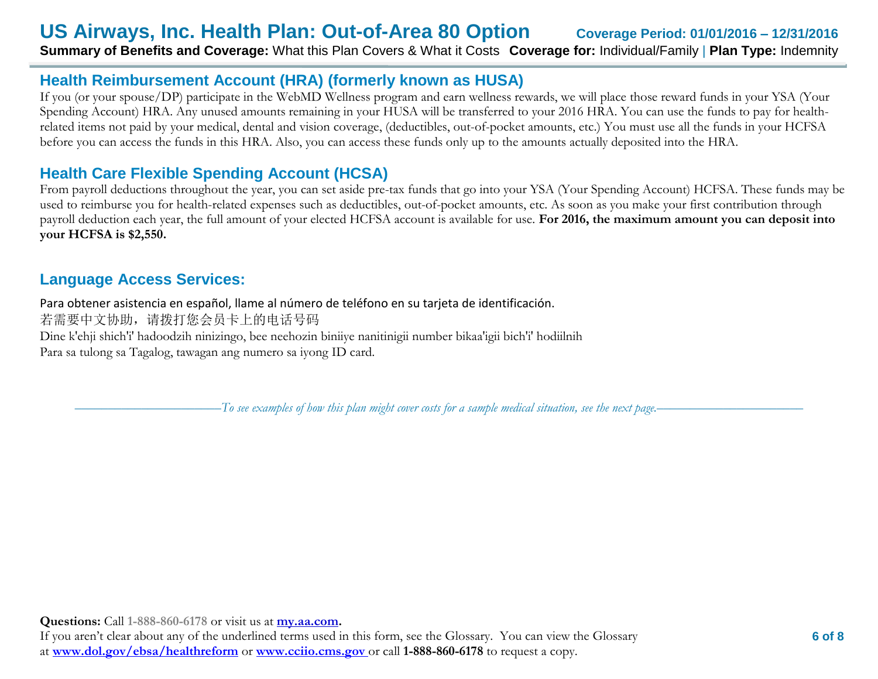## Health Reimbursement Account (HRA) (formerly known as HUSA)

If you (or your spouse/DP) participate in the WebMD Wellness program and earn wellness rewards, we will place those reward funds in your YSA (Your Spending Account) HRA. Any unused amounts remaining in your HUSA will be transferred to your 2016 HRA. You can use the funds to pay for health-related items not paid by your medical, dental and vision coverage, (deductibles, out-of-pocket amounts, etc.) You must use all the funds in your HCFSA before you can access the funds in this HRA. Also, you can access these funds only up to the amounts actually deposited into the HRA.

## Health Care Flexible Spending Account (HCSA)

From payroll deductions throughout the year, you can set aside pre-tax funds that go into your YSA (Your Spending Account) HCFSA. These funds may be used to reimburse you for health-related expenses such as deductibles, out-of-pocket amounts, etc. As soon as you make your first contribution through payroll deduction each year, the full amount of your elected HCFSA account is available for use. **For 2016, the maximum amount you can deposit into your HCFSA is $2,550.**

## Language Access Services:

Para obtener asistencia en español, llame al número de teléfono en su tarjeta de identificación.

若需要中文协助，请拨打您会员卡上的电话号码

Dine k'ehji shich'i' hadoodzih ninizingo, bee neehozin biniiye nanitinigii number bikaa'igii bich'i' hodiilnih

Para sa tulong sa Tagalog, tawagan ang numero sa iyong ID card.

*To see examples of how this plan might cover costs for a sample medical situation, see the next page.*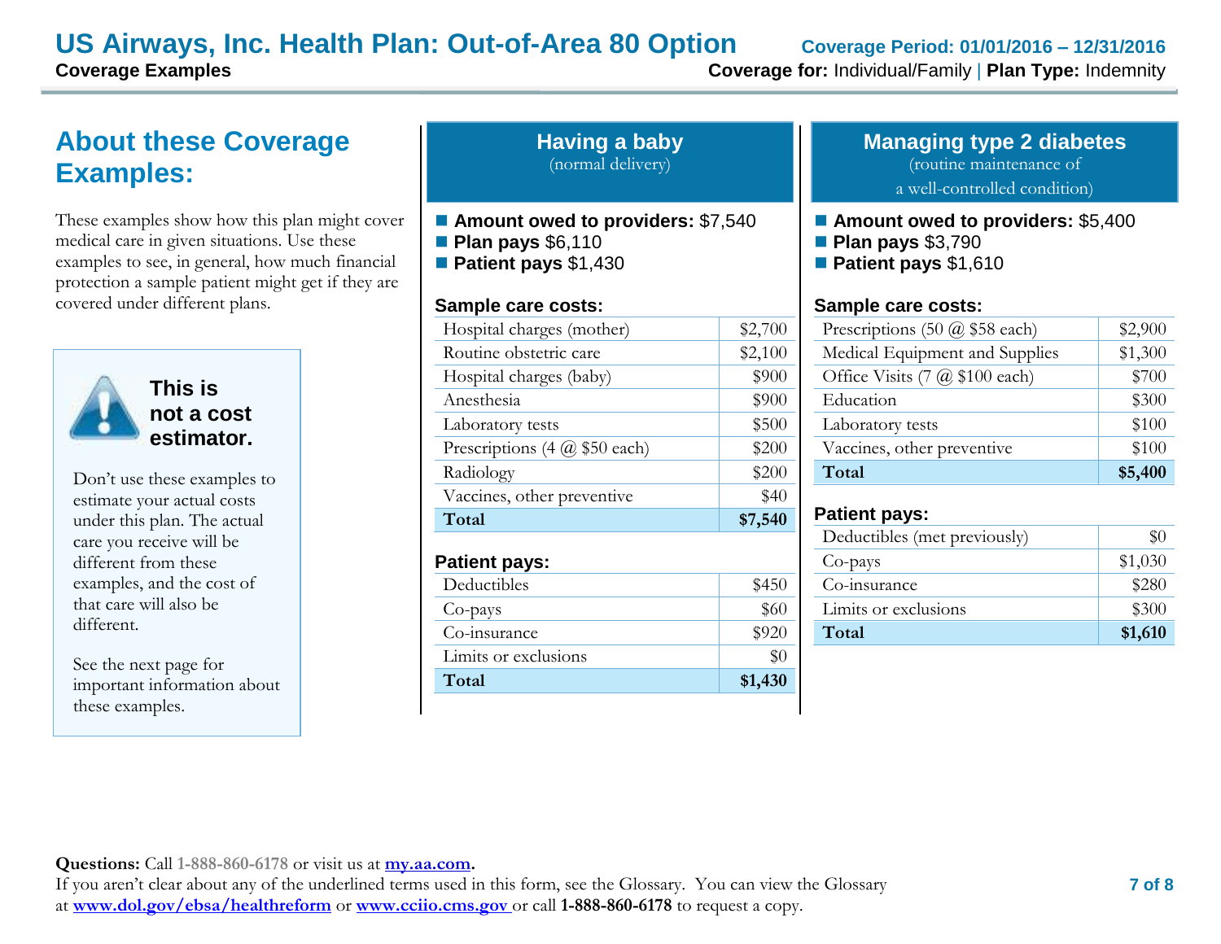# US Airways, Inc. Health Plan: Out-of-Area 80 Option

**Coverage Examples**

**Coverage Period: 01/01/2016 – 12/31/2016**

**Coverage for:** Individual/Family | **Plan Type:** Indemnity

## About these Coverage Examples:

These examples show how this plan might cover medical care in given situations. Use these examples to see, in general, how much financial protection a sample patient might get if they are covered under different plans.

**This is not a cost estimator.**

Don't use these examples to estimate your actual costs under this plan. The actual care you receive will be different from these examples, and the cost of that care will also be different.

See the next page for important information about these examples.

## Having a baby

(normal delivery)

- **Amount owed to providers:** $7,540
- **Plan pays** $6,110
- **Patient pays** $1,430

**Sample care costs:**

| | |
|---|---|
| Hospital charges (mother) | $2,700 |
| Routine obstetric care | $2,100 |
| Hospital charges (baby) | $900 |
| Anesthesia | $900 |
| Laboratory tests | $500 |
| Prescriptions (4 @ $50 each) | $200 |
| Radiology | $200 |
| Vaccines, other preventive | $40 |
| **Total** | **$7,540** |

**Patient pays:**

| | |
|---|---|
| Deductibles | $450 |
| Co-pays | $60 |
| Co-insurance | $920 |
| Limits or exclusions | $0 |
| **Total** | **$1,430** |

## Managing type 2 diabetes

(routine maintenance of a well-controlled condition)

- **Amount owed to providers:** $5,400
- **Plan pays** $3,790
- **Patient pays** $1,610

**Sample care costs:**

| | |
|---|---|
| Prescriptions (50 @ $58 each) | $2,900 |
| Medical Equipment and Supplies | $1,300 |
| Office Visits (7 @ $100 each) | $700 |
| Education | $300 |
| Laboratory tests | $100 |
| Vaccines, other preventive | $100 |
| **Total** | **$5,400** |

**Patient pays:**

| | |
|---|---|
| Deductibles (met previously) | $0 |
| Co-pays | $1,030 |
| Co-insurance | $280 |
| Limits or exclusions | $300 |
| **Total** | **$1,610** |

**Questions:** Call 1-888-860-6178 or visit us at **my.aa.com**.
If you aren't clear about any of the underlined terms used in this form, see the Glossary. You can view the Glossary at **www.dol.gov/ebsa/healthreform** or **www.cciio.cms.gov** or call **1-888-860-6178** to request a copy.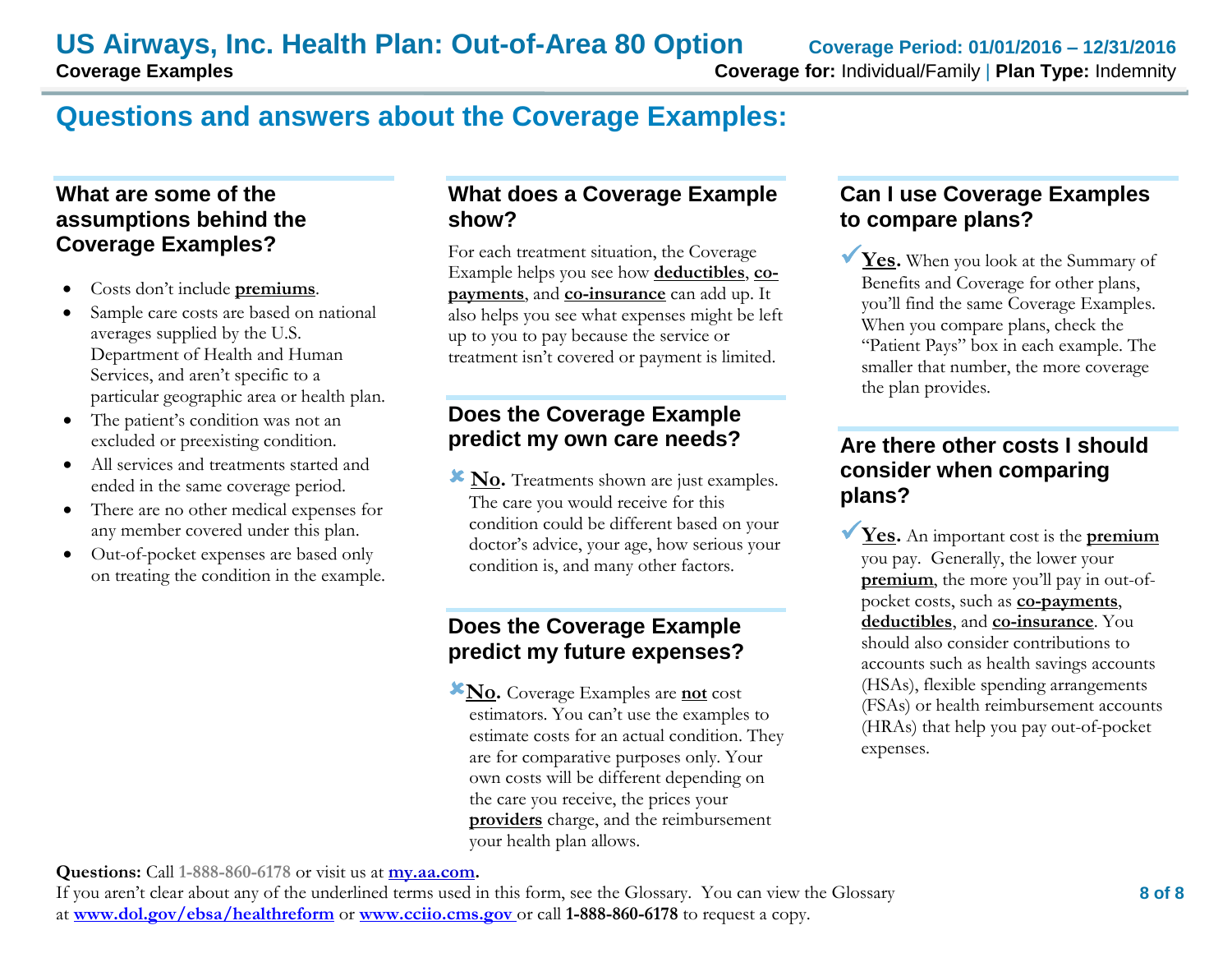# Questions and answers about the Coverage Examples:

## What are some of the assumptions behind the Coverage Examples?

- Costs don't include **premiums**.
- Sample care costs are based on national averages supplied by the U.S. Department of Health and Human Services, and aren't specific to a particular geographic area or health plan.
- The patient's condition was not an excluded or preexisting condition.
- All services and treatments started and ended in the same coverage period.
- There are no other medical expenses for any member covered under this plan.
- Out-of-pocket expenses are based only on treating the condition in the example.

## What does a Coverage Example show?

For each treatment situation, the Coverage Example helps you see how **deductibles**, **co-payments**, and **co-insurance** can add up. It also helps you see what expenses might be left up to you to pay because the service or treatment isn't covered or payment is limited.

## Does the Coverage Example predict my own care needs?

✖ **No.** Treatments shown are just examples. The care you would receive for this condition could be different based on your doctor's advice, your age, how serious your condition is, and many other factors.

## Does the Coverage Example predict my future expenses?

✖ **No.** Coverage Examples are **not** cost estimators. You can't use the examples to estimate costs for an actual condition. They are for comparative purposes only. Your own costs will be different depending on the care you receive, the prices your **providers** charge, and the reimbursement your health plan allows.

## Can I use Coverage Examples to compare plans?

✔ **Yes.** When you look at the Summary of Benefits and Coverage for other plans, you'll find the same Coverage Examples. When you compare plans, check the "Patient Pays" box in each example. The smaller that number, the more coverage the plan provides.

## Are there other costs I should consider when comparing plans?

✔ **Yes.** An important cost is the **premium** you pay. Generally, the lower your **premium**, the more you'll pay in out-of-pocket costs, such as **co-payments**, **deductibles**, and **co-insurance**. You should also consider contributions to accounts such as health savings accounts (HSAs), flexible spending arrangements (FSAs) or health reimbursement accounts (HRAs) that help you pay out-of-pocket expenses.

**Questions:** Call **1-888-860-6178** or visit us at **my.aa.com**.
If you aren't clear about any of the underlined terms used in this form, see the Glossary. You can view the Glossary at **www.dol.gov/ebsa/healthreform** or **www.cciio.cms.gov** or call **1-888-860-6178** to request a copy.